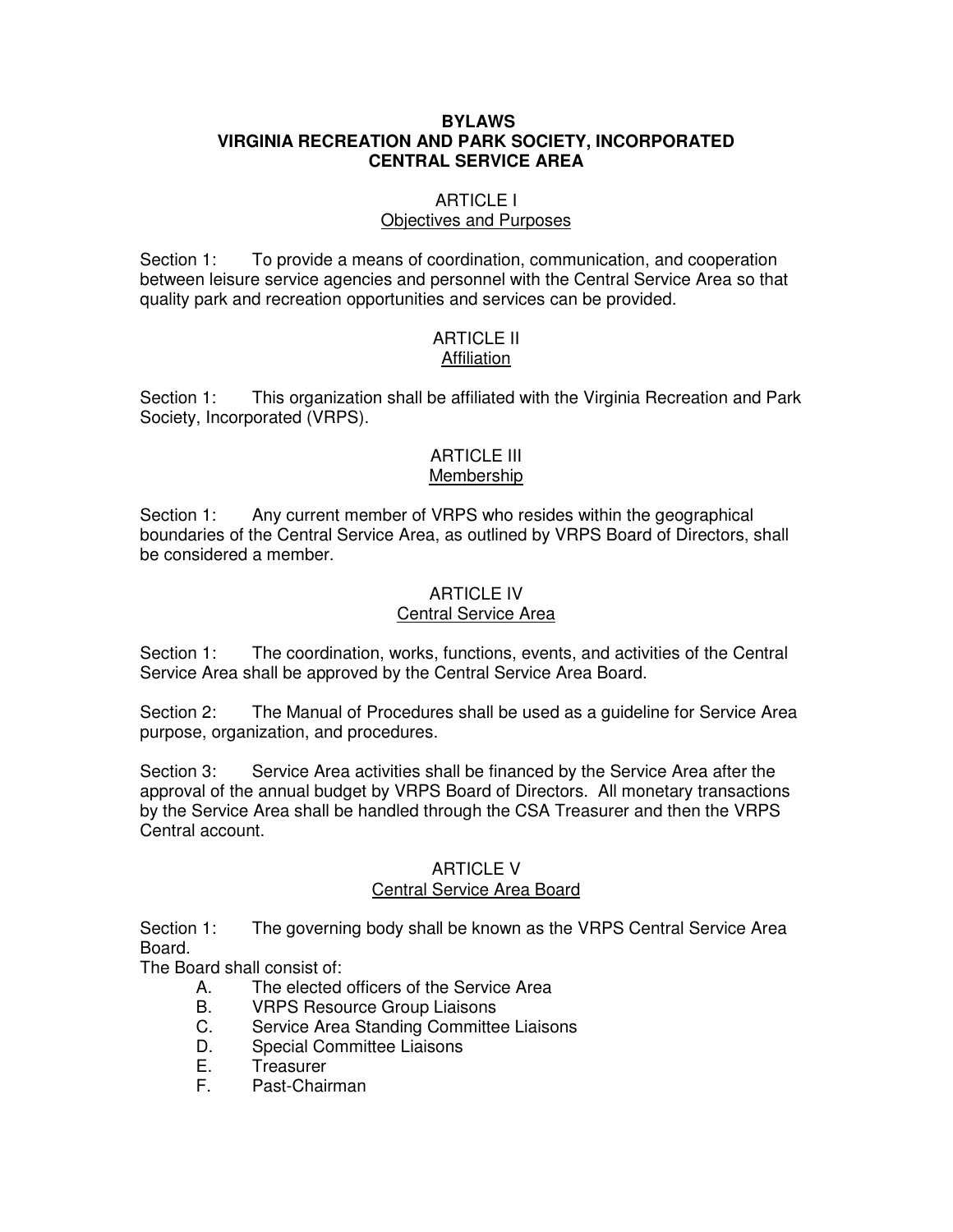# BYLAWS
# VIRGINIA RECREATION AND PARK SOCIETY, INCORPORATED
# CENTRAL SERVICE AREA

## ARTICLE I
### Objectives and Purposes

Section 1: To provide a means of coordination, communication, and cooperation between leisure service agencies and personnel with the Central Service Area so that quality park and recreation opportunities and services can be provided.

## ARTICLE II
### Affiliation

Section 1: This organization shall be affiliated with the Virginia Recreation and Park Society, Incorporated (VRPS).

## ARTICLE III
### Membership

Section 1: Any current member of VRPS who resides within the geographical boundaries of the Central Service Area, as outlined by VRPS Board of Directors, shall be considered a member.

## ARTICLE IV
### Central Service Area

Section 1: The coordination, works, functions, events, and activities of the Central Service Area shall be approved by the Central Service Area Board.

Section 2: The Manual of Procedures shall be used as a guideline for Service Area purpose, organization, and procedures.

Section 3: Service Area activities shall be financed by the Service Area after the approval of the annual budget by VRPS Board of Directors. All monetary transactions by the Service Area shall be handled through the CSA Treasurer and then the VRPS Central account.

## ARTICLE V
### Central Service Area Board

Section 1: The governing body shall be known as the VRPS Central Service Area Board.

The Board shall consist of:

A. The elected officers of the Service Area
B. VRPS Resource Group Liaisons
C. Service Area Standing Committee Liaisons
D. Special Committee Liaisons
E. Treasurer
F. Past-Chairman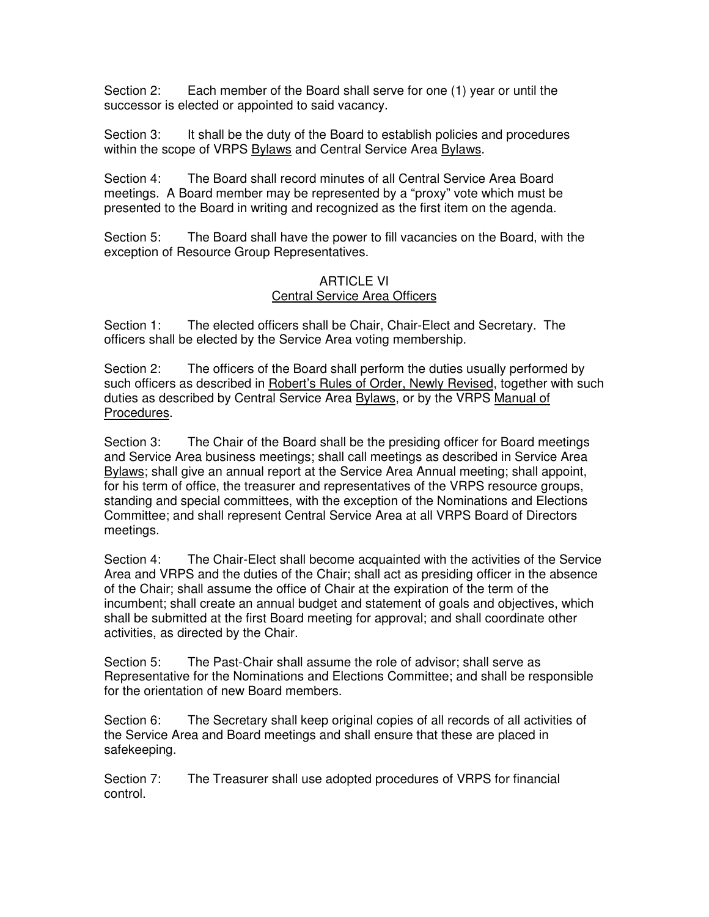Section 2: Each member of the Board shall serve for one (1) year or until the successor is elected or appointed to said vacancy.

Section 3: It shall be the duty of the Board to establish policies and procedures within the scope of VRPS <u>Bylaws</u> and Central Service Area <u>Bylaws</u>.

Section 4: The Board shall record minutes of all Central Service Area Board meetings. A Board member may be represented by a "proxy" vote which must be presented to the Board in writing and recognized as the first item on the agenda.

Section 5: The Board shall have the power to fill vacancies on the Board, with the exception of Resource Group Representatives.

## ARTICLE VI
## <u>Central Service Area Officers</u>

Section 1: The elected officers shall be Chair, Chair-Elect and Secretary. The officers shall be elected by the Service Area voting membership.

Section 2: The officers of the Board shall perform the duties usually performed by such officers as described in <u>Robert's Rules of Order, Newly Revised</u>, together with such duties as described by Central Service Area <u>Bylaws</u>, or by the VRPS <u>Manual of Procedures</u>.

Section 3: The Chair of the Board shall be the presiding officer for Board meetings and Service Area business meetings; shall call meetings as described in Service Area <u>Bylaws</u>; shall give an annual report at the Service Area Annual meeting; shall appoint, for his term of office, the treasurer and representatives of the VRPS resource groups, standing and special committees, with the exception of the Nominations and Elections Committee; and shall represent Central Service Area at all VRPS Board of Directors meetings.

Section 4: The Chair-Elect shall become acquainted with the activities of the Service Area and VRPS and the duties of the Chair; shall act as presiding officer in the absence of the Chair; shall assume the office of Chair at the expiration of the term of the incumbent; shall create an annual budget and statement of goals and objectives, which shall be submitted at the first Board meeting for approval; and shall coordinate other activities, as directed by the Chair.

Section 5: The Past-Chair shall assume the role of advisor; shall serve as Representative for the Nominations and Elections Committee; and shall be responsible for the orientation of new Board members.

Section 6: The Secretary shall keep original copies of all records of all activities of the Service Area and Board meetings and shall ensure that these are placed in safekeeping.

Section 7: The Treasurer shall use adopted procedures of VRPS for financial control.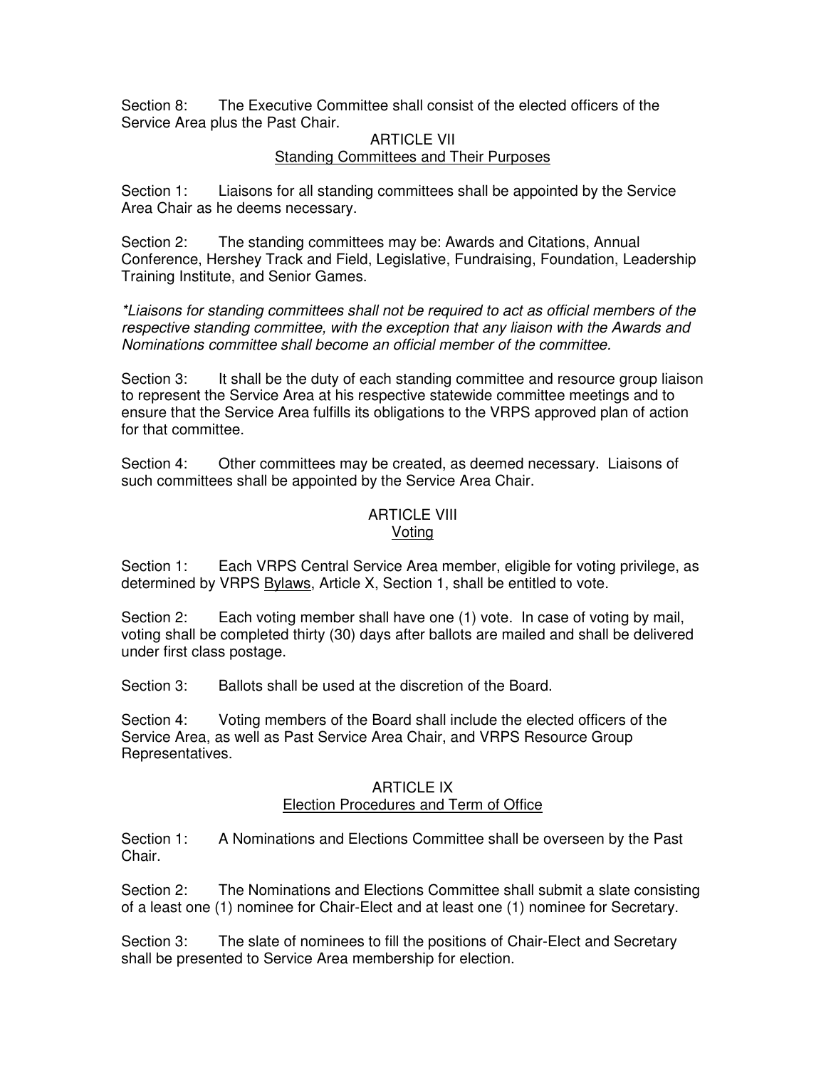Section 8: The Executive Committee shall consist of the elected officers of the Service Area plus the Past Chair.

## ARTICLE VII
## Standing Committees and Their Purposes

Section 1: Liaisons for all standing committees shall be appointed by the Service Area Chair as he deems necessary.

Section 2: The standing committees may be: Awards and Citations, Annual Conference, Hershey Track and Field, Legislative, Fundraising, Foundation, Leadership Training Institute, and Senior Games.

*\*Liaisons for standing committees shall not be required to act as official members of the respective standing committee, with the exception that any liaison with the Awards and Nominations committee shall become an official member of the committee.*

Section 3: It shall be the duty of each standing committee and resource group liaison to represent the Service Area at his respective statewide committee meetings and to ensure that the Service Area fulfills its obligations to the VRPS approved plan of action for that committee.

Section 4: Other committees may be created, as deemed necessary. Liaisons of such committees shall be appointed by the Service Area Chair.

## ARTICLE VIII
## Voting

Section 1: Each VRPS Central Service Area member, eligible for voting privilege, as determined by VRPS Bylaws, Article X, Section 1, shall be entitled to vote.

Section 2: Each voting member shall have one (1) vote. In case of voting by mail, voting shall be completed thirty (30) days after ballots are mailed and shall be delivered under first class postage.

Section 3: Ballots shall be used at the discretion of the Board.

Section 4: Voting members of the Board shall include the elected officers of the Service Area, as well as Past Service Area Chair, and VRPS Resource Group Representatives.

## ARTICLE IX
## Election Procedures and Term of Office

Section 1: A Nominations and Elections Committee shall be overseen by the Past Chair.

Section 2: The Nominations and Elections Committee shall submit a slate consisting of a least one (1) nominee for Chair-Elect and at least one (1) nominee for Secretary.

Section 3: The slate of nominees to fill the positions of Chair-Elect and Secretary shall be presented to Service Area membership for election.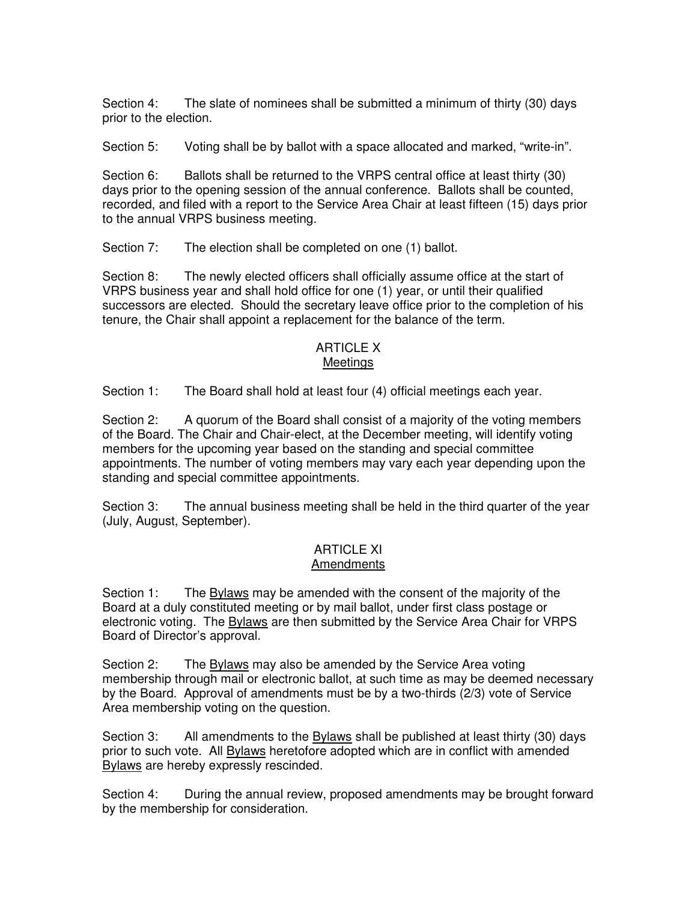Section 4: The slate of nominees shall be submitted a minimum of thirty (30) days prior to the election.

Section 5: Voting shall be by ballot with a space allocated and marked, "write-in".

Section 6: Ballots shall be returned to the VRPS central office at least thirty (30) days prior to the opening session of the annual conference. Ballots shall be counted, recorded, and filed with a report to the Service Area Chair at least fifteen (15) days prior to the annual VRPS business meeting.

Section 7: The election shall be completed on one (1) ballot.

Section 8: The newly elected officers shall officially assume office at the start of VRPS business year and shall hold office for one (1) year, or until their qualified successors are elected. Should the secretary leave office prior to the completion of his tenure, the Chair shall appoint a replacement for the balance of the term.

## ARTICLE X
## Meetings

Section 1: The Board shall hold at least four (4) official meetings each year.

Section 2: A quorum of the Board shall consist of a majority of the voting members of the Board. The Chair and Chair-elect, at the December meeting, will identify voting members for the upcoming year based on the standing and special committee appointments. The number of voting members may vary each year depending upon the standing and special committee appointments.

Section 3: The annual business meeting shall be held in the third quarter of the year (July, August, September).

## ARTICLE XI
## Amendments

Section 1: The Bylaws may be amended with the consent of the majority of the Board at a duly constituted meeting or by mail ballot, under first class postage or electronic voting. The Bylaws are then submitted by the Service Area Chair for VRPS Board of Director's approval.

Section 2: The Bylaws may also be amended by the Service Area voting membership through mail or electronic ballot, at such time as may be deemed necessary by the Board. Approval of amendments must be by a two-thirds (2/3) vote of Service Area membership voting on the question.

Section 3: All amendments to the Bylaws shall be published at least thirty (30) days prior to such vote. All Bylaws heretofore adopted which are in conflict with amended Bylaws are hereby expressly rescinded.

Section 4: During the annual review, proposed amendments may be brought forward by the membership for consideration.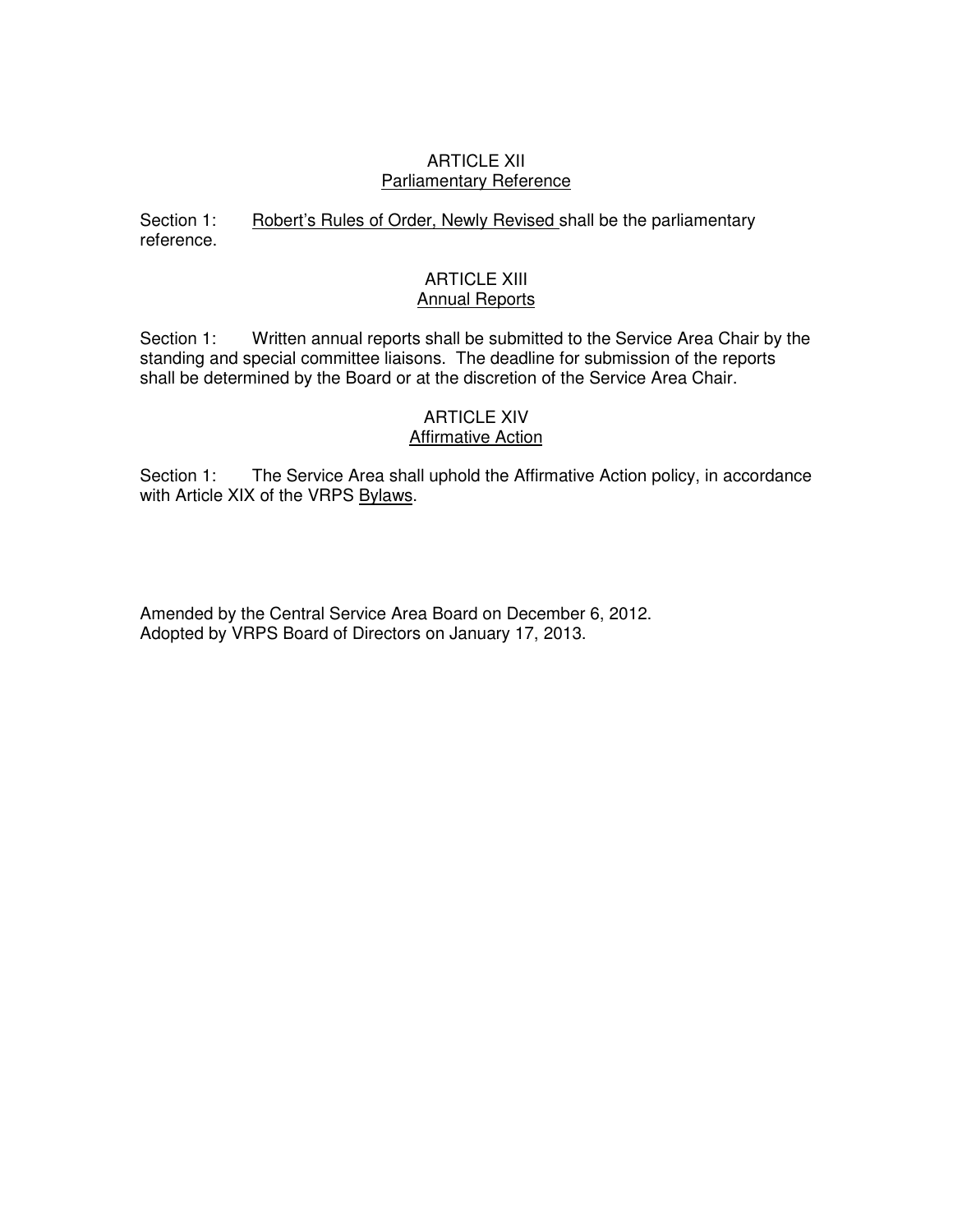## ARTICLE XII
<u>Parliamentary Reference</u>

Section 1: <u>Robert's Rules of Order, Newly Revised</u> shall be the parliamentary reference.

## ARTICLE XIII
<u>Annual Reports</u>

Section 1: Written annual reports shall be submitted to the Service Area Chair by the standing and special committee liaisons. The deadline for submission of the reports shall be determined by the Board or at the discretion of the Service Area Chair.

## ARTICLE XIV
<u>Affirmative Action</u>

Section 1: The Service Area shall uphold the Affirmative Action policy, in accordance with Article XIX of the VRPS <u>Bylaws</u>.

Amended by the Central Service Area Board on December 6, 2012.
Adopted by VRPS Board of Directors on January 17, 2013.